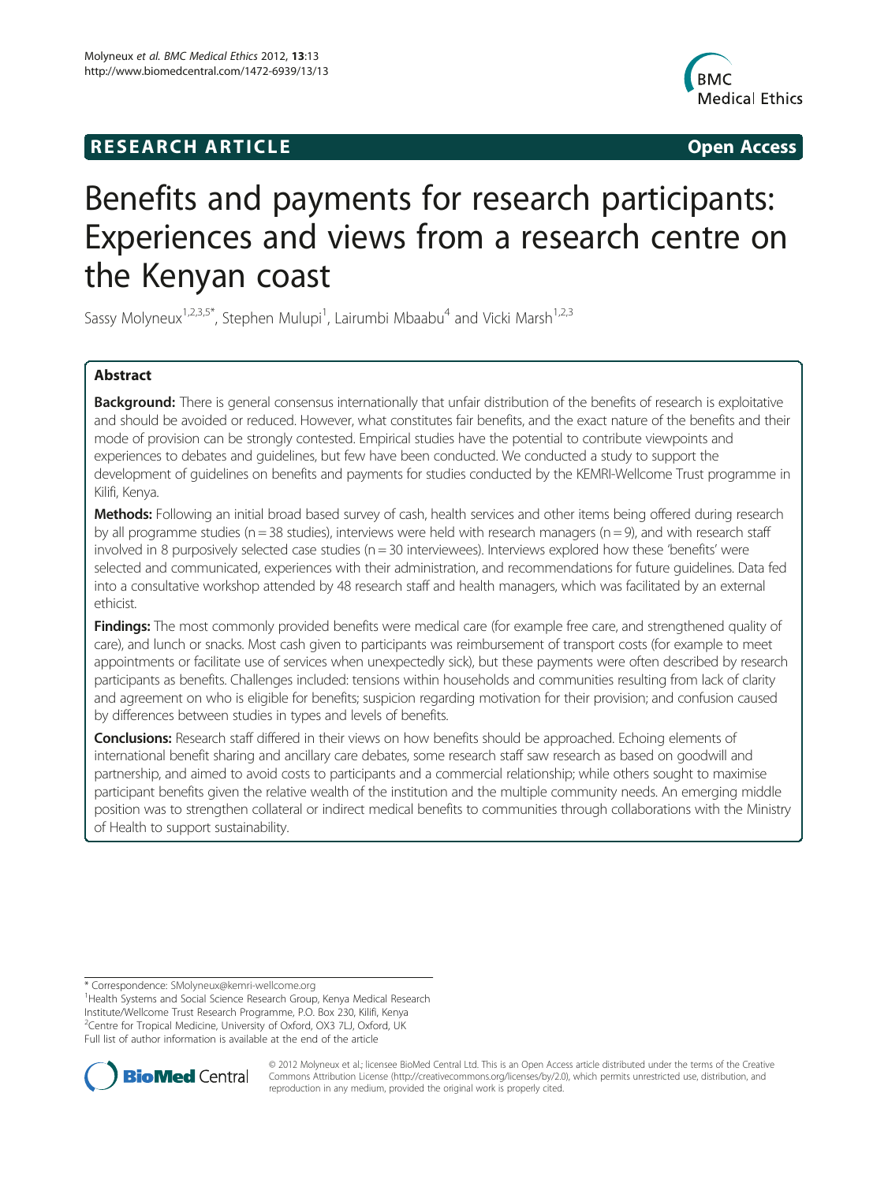**RESEARCH ARTICLE** **Open Access**

# Benefits and payments for research participants: Experiences and views from a research centre on the Kenyan coast

Sassy Molyneux[1,2,3,5*], Stephen Mulupi[1], Lairumbi Mbaabu[4] and Vicki Marsh[1,2,3]

## Abstract

**Background:** There is general consensus internationally that unfair distribution of the benefits of research is exploitative and should be avoided or reduced. However, what constitutes fair benefits, and the exact nature of the benefits and their mode of provision can be strongly contested. Empirical studies have the potential to contribute viewpoints and experiences to debates and guidelines, but few have been conducted. We conducted a study to support the development of guidelines on benefits and payments for studies conducted by the KEMRI-Wellcome Trust programme in Kilifi, Kenya.

**Methods:** Following an initial broad based survey of cash, health services and other items being offered during research by all programme studies (n = 38 studies), interviews were held with research managers (n = 9), and with research staff involved in 8 purposively selected case studies (n = 30 interviewees). Interviews explored how these 'benefits' were selected and communicated, experiences with their administration, and recommendations for future guidelines. Data fed into a consultative workshop attended by 48 research staff and health managers, which was facilitated by an external ethicist.

**Findings:** The most commonly provided benefits were medical care (for example free care, and strengthened quality of care), and lunch or snacks. Most cash given to participants was reimbursement of transport costs (for example to meet appointments or facilitate use of services when unexpectedly sick), but these payments were often described by research participants as benefits. Challenges included: tensions within households and communities resulting from lack of clarity and agreement on who is eligible for benefits; suspicion regarding motivation for their provision; and confusion caused by differences between studies in types and levels of benefits.

**Conclusions:** Research staff differed in their views on how benefits should be approached. Echoing elements of international benefit sharing and ancillary care debates, some research staff saw research as based on goodwill and partnership, and aimed to avoid costs to participants and a commercial relationship; while others sought to maximise participant benefits given the relative wealth of the institution and the multiple community needs. An emerging middle position was to strengthen collateral or indirect medical benefits to communities through collaborations with the Ministry of Health to support sustainability.

\* Correspondence: SMolyneux@kemri-wellcome.org
[1]Health Systems and Social Science Research Group, Kenya Medical Research Institute/Wellcome Trust Research Programme, P.O. Box 230, Kilifi, Kenya
[2]Centre for Tropical Medicine, University of Oxford, OX3 7LJ, Oxford, UK
Full list of author information is available at the end of the article

© 2012 Molyneux et al.; licensee BioMed Central Ltd. This is an Open Access article distributed under the terms of the Creative Commons Attribution License (http://creativecommons.org/licenses/by/2.0), which permits unrestricted use, distribution, and reproduction in any medium, provided the original work is properly cited.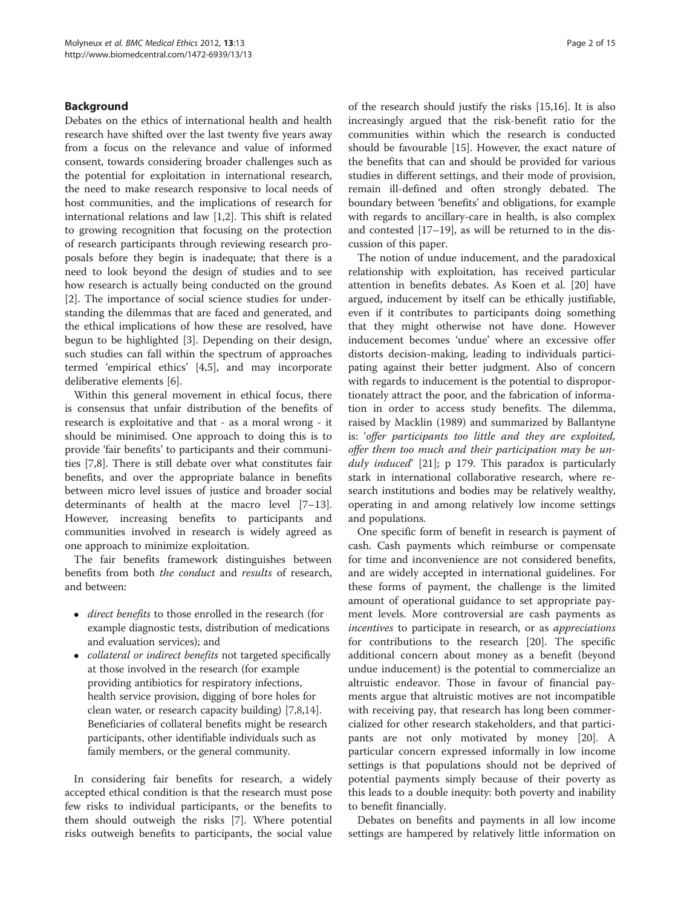## Background

Debates on the ethics of international health and health research have shifted over the last twenty five years away from a focus on the relevance and value of informed consent, towards considering broader challenges such as the potential for exploitation in international research, the need to make research responsive to local needs of host communities, and the implications of research for international relations and law [1,2]. This shift is related to growing recognition that focusing on the protection of research participants through reviewing research proposals before they begin is inadequate; that there is a need to look beyond the design of studies and to see how research is actually being conducted on the ground [2]. The importance of social science studies for understanding the dilemmas that are faced and generated, and the ethical implications of how these are resolved, have begun to be highlighted [3]. Depending on their design, such studies can fall within the spectrum of approaches termed 'empirical ethics' [4,5], and may incorporate deliberative elements [6].

Within this general movement in ethical focus, there is consensus that unfair distribution of the benefits of research is exploitative and that - as a moral wrong - it should be minimised. One approach to doing this is to provide 'fair benefits' to participants and their communities [7,8]. There is still debate over what constitutes fair benefits, and over the appropriate balance in benefits between micro level issues of justice and broader social determinants of health at the macro level [7–13]. However, increasing benefits to participants and communities involved in research is widely agreed as one approach to minimize exploitation.

The fair benefits framework distinguishes between benefits from both *the conduct* and *results* of research, and between:

- *direct benefits* to those enrolled in the research (for example diagnostic tests, distribution of medications and evaluation services); and
- *collateral or indirect benefits* not targeted specifically at those involved in the research (for example providing antibiotics for respiratory infections, health service provision, digging of bore holes for clean water, or research capacity building) [7,8,14]. Beneficiaries of collateral benefits might be research participants, other identifiable individuals such as family members, or the general community.

In considering fair benefits for research, a widely accepted ethical condition is that the research must pose few risks to individual participants, or the benefits to them should outweigh the risks [7]. Where potential risks outweigh benefits to participants, the social value of the research should justify the risks [15,16]. It is also increasingly argued that the risk-benefit ratio for the communities within which the research is conducted should be favourable [15]. However, the exact nature of the benefits that can and should be provided for various studies in different settings, and their mode of provision, remain ill-defined and often strongly debated. The boundary between 'benefits' and obligations, for example with regards to ancillary-care in health, is also complex and contested [17–19], as will be returned to in the discussion of this paper.

The notion of undue inducement, and the paradoxical relationship with exploitation, has received particular attention in benefits debates. As Koen et al. [20] have argued, inducement by itself can be ethically justifiable, even if it contributes to participants doing something that they might otherwise not have done. However inducement becomes 'undue' where an excessive offer distorts decision-making, leading to individuals participating against their better judgment. Also of concern with regards to inducement is the potential to disproportionately attract the poor, and the fabrication of information in order to access study benefits. The dilemma, raised by Macklin (1989) and summarized by Ballantyne is: '*offer participants too little and they are exploited, offer them too much and their participation may be unduly induced*' [21]; p 179. This paradox is particularly stark in international collaborative research, where research institutions and bodies may be relatively wealthy, operating in and among relatively low income settings and populations.

One specific form of benefit in research is payment of cash. Cash payments which reimburse or compensate for time and inconvenience are not considered benefits, and are widely accepted in international guidelines. For these forms of payment, the challenge is the limited amount of operational guidance to set appropriate payment levels. More controversial are cash payments as *incentives* to participate in research, or as *appreciations* for contributions to the research [20]. The specific additional concern about money as a benefit (beyond undue inducement) is the potential to commercialize an altruistic endeavor. Those in favour of financial payments argue that altruistic motives are not incompatible with receiving pay, that research has long been commercialized for other research stakeholders, and that participants are not only motivated by money [20]. A particular concern expressed informally in low income settings is that populations should not be deprived of potential payments simply because of their poverty as this leads to a double inequity: both poverty and inability to benefit financially.

Debates on benefits and payments in all low income settings are hampered by relatively little information on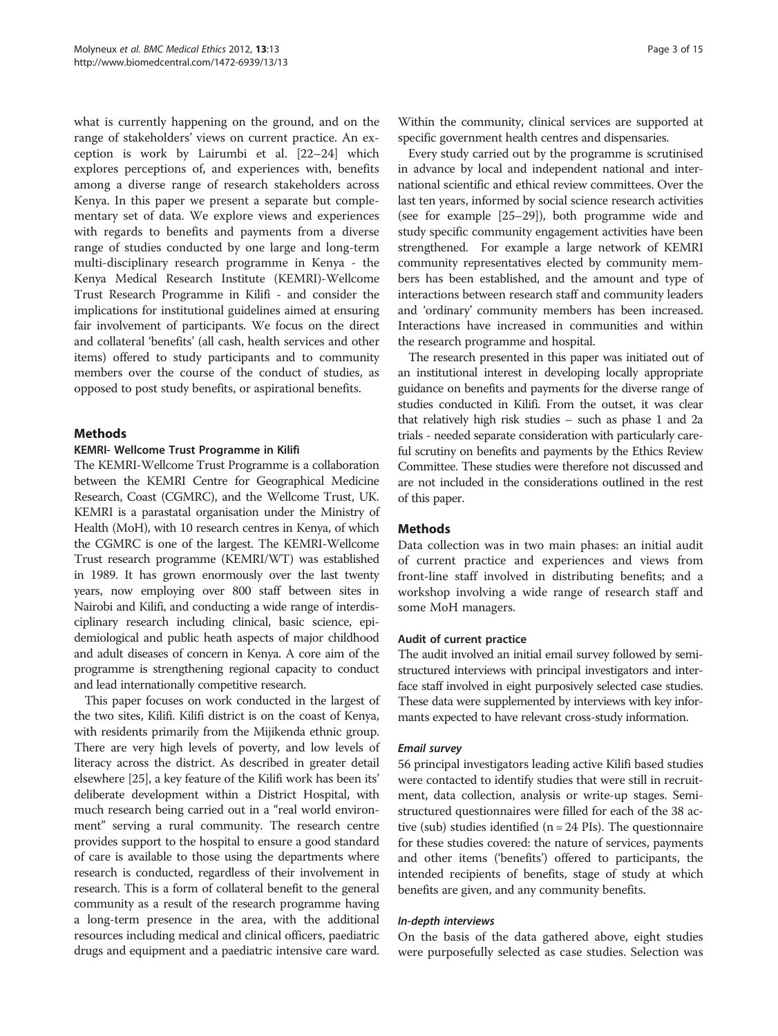what is currently happening on the ground, and on the range of stakeholders' views on current practice. An exception is work by Lairumbi et al. [22–24] which explores perceptions of, and experiences with, benefits among a diverse range of research stakeholders across Kenya. In this paper we present a separate but complementary set of data. We explore views and experiences with regards to benefits and payments from a diverse range of studies conducted by one large and long-term multi-disciplinary research programme in Kenya - the Kenya Medical Research Institute (KEMRI)-Wellcome Trust Research Programme in Kilifi - and consider the implications for institutional guidelines aimed at ensuring fair involvement of participants. We focus on the direct and collateral 'benefits' (all cash, health services and other items) offered to study participants and to community members over the course of the conduct of studies, as opposed to post study benefits, or aspirational benefits.

## Methods

### KEMRI- Wellcome Trust Programme in Kilifi

The KEMRI-Wellcome Trust Programme is a collaboration between the KEMRI Centre for Geographical Medicine Research, Coast (CGMRC), and the Wellcome Trust, UK. KEMRI is a parastatal organisation under the Ministry of Health (MoH), with 10 research centres in Kenya, of which the CGMRC is one of the largest. The KEMRI-Wellcome Trust research programme (KEMRI/WT) was established in 1989. It has grown enormously over the last twenty years, now employing over 800 staff between sites in Nairobi and Kilifi, and conducting a wide range of interdisciplinary research including clinical, basic science, epidemiological and public heath aspects of major childhood and adult diseases of concern in Kenya. A core aim of the programme is strengthening regional capacity to conduct and lead internationally competitive research.

This paper focuses on work conducted in the largest of the two sites, Kilifi. Kilifi district is on the coast of Kenya, with residents primarily from the Mijikenda ethnic group. There are very high levels of poverty, and low levels of literacy across the district. As described in greater detail elsewhere [25], a key feature of the Kilifi work has been its' deliberate development within a District Hospital, with much research being carried out in a "real world environment" serving a rural community. The research centre provides support to the hospital to ensure a good standard of care is available to those using the departments where research is conducted, regardless of their involvement in research. This is a form of collateral benefit to the general community as a result of the research programme having a long-term presence in the area, with the additional resources including medical and clinical officers, paediatric drugs and equipment and a paediatric intensive care ward. Within the community, clinical services are supported at specific government health centres and dispensaries.

Every study carried out by the programme is scrutinised in advance by local and independent national and international scientific and ethical review committees. Over the last ten years, informed by social science research activities (see for example [25–29]), both programme wide and study specific community engagement activities have been strengthened. For example a large network of KEMRI community representatives elected by community members has been established, and the amount and type of interactions between research staff and community leaders and 'ordinary' community members has been increased. Interactions have increased in communities and within the research programme and hospital.

The research presented in this paper was initiated out of an institutional interest in developing locally appropriate guidance on benefits and payments for the diverse range of studies conducted in Kilifi. From the outset, it was clear that relatively high risk studies – such as phase 1 and 2a trials - needed separate consideration with particularly careful scrutiny on benefits and payments by the Ethics Review Committee. These studies were therefore not discussed and are not included in the considerations outlined in the rest of this paper.

## Methods

Data collection was in two main phases: an initial audit of current practice and experiences and views from front-line staff involved in distributing benefits; and a workshop involving a wide range of research staff and some MoH managers.

### Audit of current practice

The audit involved an initial email survey followed by semi-structured interviews with principal investigators and interface staff involved in eight purposively selected case studies. These data were supplemented by interviews with key informants expected to have relevant cross-study information.

#### *Email survey*

56 principal investigators leading active Kilifi based studies were contacted to identify studies that were still in recruitment, data collection, analysis or write-up stages. Semi-structured questionnaires were filled for each of the 38 active (sub) studies identified (n = 24 PIs). The questionnaire for these studies covered: the nature of services, payments and other items ('benefits') offered to participants, the intended recipients of benefits, stage of study at which benefits are given, and any community benefits.

#### *In-depth interviews*

On the basis of the data gathered above, eight studies were purposefully selected as case studies. Selection was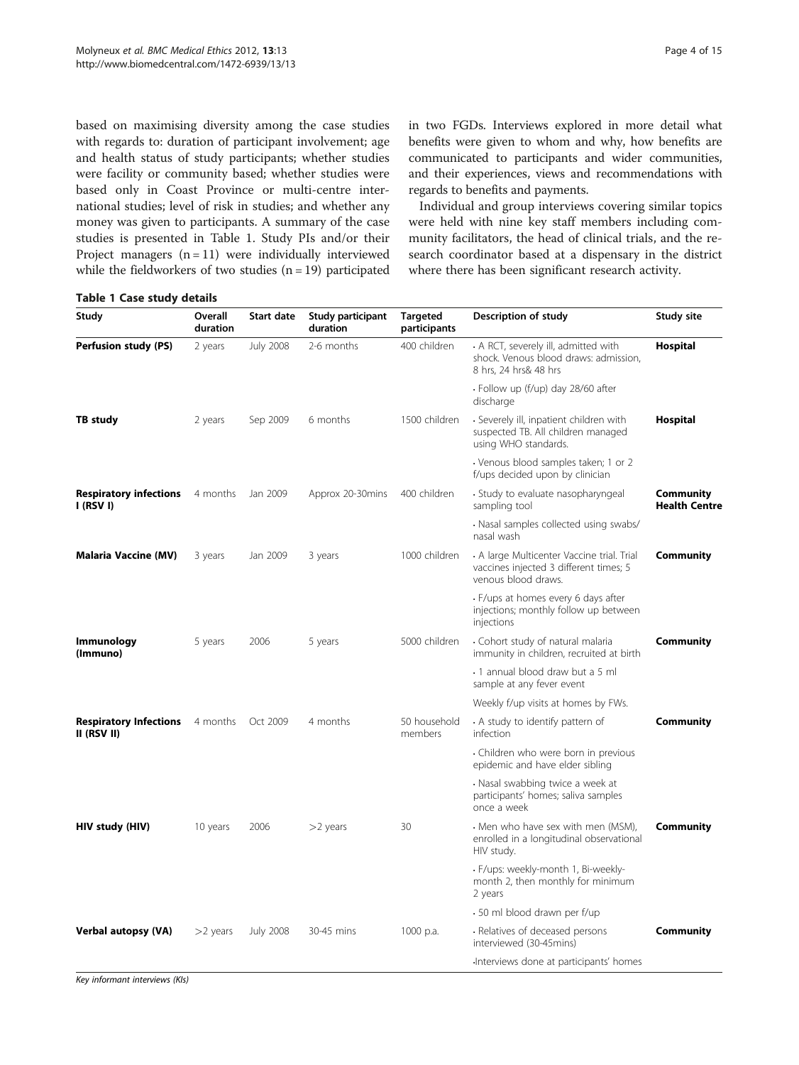based on maximising diversity among the case studies with regards to: duration of participant involvement; age and health status of study participants; whether studies were facility or community based; whether studies were based only in Coast Province or multi-centre international studies; level of risk in studies; and whether any money was given to participants. A summary of the case studies is presented in Table 1. Study PIs and/or their Project managers (n = 11) were individually interviewed while the fieldworkers of two studies (n = 19) participated in two FGDs. Interviews explored in more detail what benefits were given to whom and why, how benefits are communicated to participants and wider communities, and their experiences, views and recommendations with regards to benefits and payments.

Individual and group interviews covering similar topics were held with nine key staff members including community facilitators, the head of clinical trials, and the research coordinator based at a dispensary in the district where there has been significant research activity.

**Table 1 Case study details**

| Study | Overall duration | Start date | Study participant duration | Targeted participants | Description of study | Study site |
|---|---|---|---|---|---|---|
| **Perfusion study (PS)** | 2 years | July 2008 | 2-6 months | 400 children | · A RCT, severely ill, admitted with shock. Venous blood draws: admission, 8 hrs, 24 hrs& 48 hrs | **Hospital** |
| | | | | | · Follow up (f/up) day 28/60 after discharge | |
| **TB study** | 2 years | Sep 2009 | 6 months | 1500 children | · Severely ill, inpatient children with suspected TB. All children managed using WHO standards. | **Hospital** |
| | | | | | · Venous blood samples taken; 1 or 2 f/ups decided upon by clinician | |
| **Respiratory infections I (RSV I)** | 4 months | Jan 2009 | Approx 20-30mins | 400 children | · Study to evaluate nasopharyngeal sampling tool | **Community Health Centre** |
| | | | | | · Nasal samples collected using swabs/ nasal wash | |
| **Malaria Vaccine (MV)** | 3 years | Jan 2009 | 3 years | 1000 children | · A large Multicenter Vaccine trial. Trial vaccines injected 3 different times; 5 venous blood draws. | **Community** |
| | | | | | · F/ups at homes every 6 days after injections; monthly follow up between injections | |
| **Immunology (Immuno)** | 5 years | 2006 | 5 years | 5000 children | · Cohort study of natural malaria immunity in children, recruited at birth | **Community** |
| | | | | | · 1 annual blood draw but a 5 ml sample at any fever event | |
| | | | | | Weekly f/up visits at homes by FWs. | |
| **Respiratory Infections II (RSV II)** | 4 months | Oct 2009 | 4 months | 50 household members | · A study to identify pattern of infection | **Community** |
| | | | | | · Children who were born in previous epidemic and have elder sibling | |
| | | | | | · Nasal swabbing twice a week at participants' homes; saliva samples once a week | |
| **HIV study (HIV)** | 10 years | 2006 | >2 years | 30 | · Men who have sex with men (MSM), enrolled in a longitudinal observational HIV study. | **Community** |
| | | | | | · F/ups: weekly-month 1, Bi-weekly-month 2, then monthly for minimum 2 years | |
| | | | | | · 50 ml blood drawn per f/up | |
| **Verbal autopsy (VA)** | >2 years | July 2008 | 30-45 mins | 1000 p.a. | · Relatives of deceased persons interviewed (30-45mins) | **Community** |
| | | | | | ·Interviews done at participants' homes | |

*Key informant interviews (KIs)*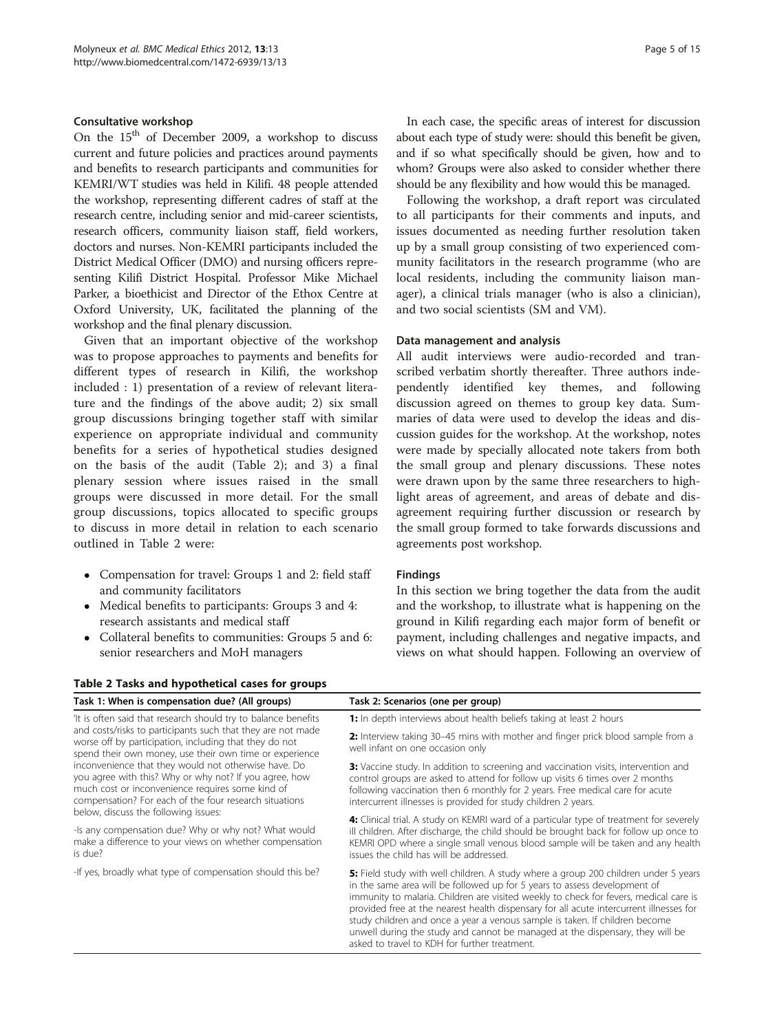### Consultative workshop

On the 15[th] of December 2009, a workshop to discuss current and future policies and practices around payments and benefits to research participants and communities for KEMRI/WT studies was held in Kilifi. 48 people attended the workshop, representing different cadres of staff at the research centre, including senior and mid-career scientists, research officers, community liaison staff, field workers, doctors and nurses. Non-KEMRI participants included the District Medical Officer (DMO) and nursing officers representing Kilifi District Hospital. Professor Mike Michael Parker, a bioethicist and Director of the Ethox Centre at Oxford University, UK, facilitated the planning of the workshop and the final plenary discussion.

Given that an important objective of the workshop was to propose approaches to payments and benefits for different types of research in Kilifi, the workshop included : 1) presentation of a review of relevant literature and the findings of the above audit; 2) six small group discussions bringing together staff with similar experience on appropriate individual and community benefits for a series of hypothetical studies designed on the basis of the audit (Table 2); and 3) a final plenary session where issues raised in the small groups were discussed in more detail. For the small group discussions, topics allocated to specific groups to discuss in more detail in relation to each scenario outlined in Table 2 were:

- Compensation for travel: Groups 1 and 2: field staff and community facilitators
- Medical benefits to participants: Groups 3 and 4: research assistants and medical staff
- Collateral benefits to communities: Groups 5 and 6: senior researchers and MoH managers

In each case, the specific areas of interest for discussion about each type of study were: should this benefit be given, and if so what specifically should be given, how and to whom? Groups were also asked to consider whether there should be any flexibility and how would this be managed.

Following the workshop, a draft report was circulated to all participants for their comments and inputs, and issues documented as needing further resolution taken up by a small group consisting of two experienced community facilitators in the research programme (who are local residents, including the community liaison manager), a clinical trials manager (who is also a clinician), and two social scientists (SM and VM).

### Data management and analysis

All audit interviews were audio-recorded and transcribed verbatim shortly thereafter. Three authors independently identified key themes, and following discussion agreed on themes to group key data. Summaries of data were used to develop the ideas and discussion guides for the workshop. At the workshop, notes were made by specially allocated note takers from both the small group and plenary discussions. These notes were drawn upon by the same three researchers to highlight areas of agreement, and areas of debate and disagreement requiring further discussion or research by the small group formed to take forwards discussions and agreements post workshop.

### Findings

In this section we bring together the data from the audit and the workshop, to illustrate what is happening on the ground in Kilifi regarding each major form of benefit or payment, including challenges and negative impacts, and views on what should happen. Following an overview of

**Table 2 Tasks and hypothetical cases for groups**

| Task 1: When is compensation due? (All groups) | Task 2: Scenarios (one per group) |
|---|---|
| 'It is often said that research should try to balance benefits and costs/risks to participants such that they are not made worse off by participation, including that they do not spend their own money, use their own time or experience inconvenience that they would not otherwise have. Do you agree with this? Why or why not? If you agree, how much cost or inconvenience requires some kind of compensation? For each of the four research situations below, discuss the following issues: | **1:** In depth interviews about health beliefs taking at least 2 hours<br>**2:** Interview taking 30–45 mins with mother and finger prick blood sample from a well infant on one occasion only<br>**3:** Vaccine study. In addition to screening and vaccination visits, intervention and control groups are asked to attend for follow up visits 6 times over 2 months following vaccination then 6 monthly for 2 years. Free medical care for acute intercurrent illnesses is provided for study children 2 years. |
| -Is any compensation due? Why or why not? What would make a difference to your views on whether compensation is due? | **4:** Clinical trial. A study on KEMRI ward of a particular type of treatment for severely ill children. After discharge, the child should be brought back for follow up once to KEMRI OPD where a single small venous blood sample will be taken and any health issues the child has will be addressed. |
| -If yes, broadly what type of compensation should this be? | **5:** Field study with well children. A study where a group 200 children under 5 years in the same area will be followed up for 5 years to assess development of immunity to malaria. Children are visited weekly to check for fevers, medical care is provided free at the nearest health dispensary for all acute intercurrent illnesses for study children and once a year a venous sample is taken. If children become unwell during the study and cannot be managed at the dispensary, they will be asked to travel to KDH for further treatment. |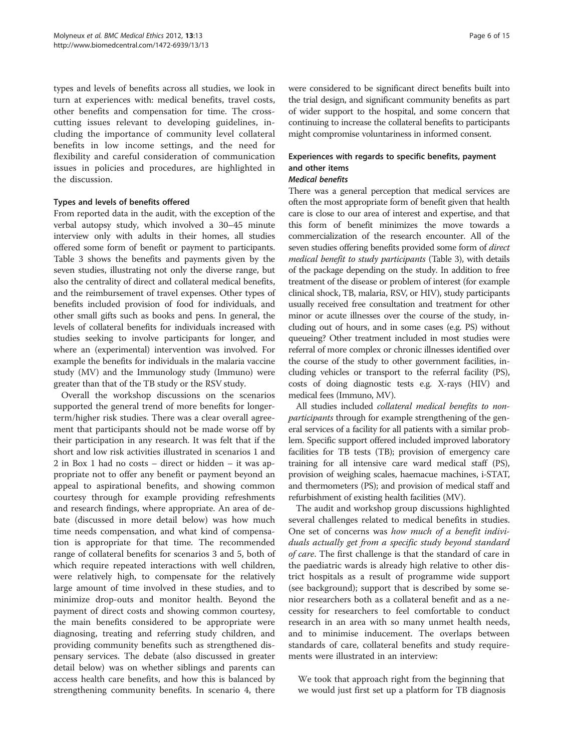types and levels of benefits across all studies, we look in turn at experiences with: medical benefits, travel costs, other benefits and compensation for time. The cross-cutting issues relevant to developing guidelines, including the importance of community level collateral benefits in low income settings, and the need for flexibility and careful consideration of communication issues in policies and procedures, are highlighted in the discussion.

### Types and levels of benefits offered

From reported data in the audit, with the exception of the verbal autopsy study, which involved a 30–45 minute interview only with adults in their homes, all studies offered some form of benefit or payment to participants. Table 3 shows the benefits and payments given by the seven studies, illustrating not only the diverse range, but also the centrality of direct and collateral medical benefits, and the reimbursement of travel expenses. Other types of benefits included provision of food for individuals, and other small gifts such as books and pens. In general, the levels of collateral benefits for individuals increased with studies seeking to involve participants for longer, and where an (experimental) intervention was involved. For example the benefits for individuals in the malaria vaccine study (MV) and the Immunology study (Immuno) were greater than that of the TB study or the RSV study.

Overall the workshop discussions on the scenarios supported the general trend of more benefits for longer-term/higher risk studies. There was a clear overall agreement that participants should not be made worse off by their participation in any research. It was felt that if the short and low risk activities illustrated in scenarios 1 and 2 in Box 1 had no costs – direct or hidden – it was appropriate not to offer any benefit or payment beyond an appeal to aspirational benefits, and showing common courtesy through for example providing refreshments and research findings, where appropriate. An area of debate (discussed in more detail below) was how much time needs compensation, and what kind of compensation is appropriate for that time. The recommended range of collateral benefits for scenarios 3 and 5, both of which require repeated interactions with well children, were relatively high, to compensate for the relatively large amount of time involved in these studies, and to minimize drop-outs and monitor health. Beyond the payment of direct costs and showing common courtesy, the main benefits considered to be appropriate were diagnosing, treating and referring study children, and providing community benefits such as strengthened dispensary services. The debate (also discussed in greater detail below) was on whether siblings and parents can access health care benefits, and how this is balanced by strengthening community benefits. In scenario 4, there were considered to be significant direct benefits built into the trial design, and significant community benefits as part of wider support to the hospital, and some concern that continuing to increase the collateral benefits to participants might compromise voluntariness in informed consent.

### Experiences with regards to specific benefits, payment and other items

#### Medical benefits

There was a general perception that medical services are often the most appropriate form of benefit given that health care is close to our area of interest and expertise, and that this form of benefit minimizes the move towards a commercialization of the research encounter. All of the seven studies offering benefits provided some form of *direct medical benefit to study participants* (Table 3), with details of the package depending on the study. In addition to free treatment of the disease or problem of interest (for example clinical shock, TB, malaria, RSV, or HIV), study participants usually received free consultation and treatment for other minor or acute illnesses over the course of the study, including out of hours, and in some cases (e.g. PS) without queueing? Other treatment included in most studies were referral of more complex or chronic illnesses identified over the course of the study to other government facilities, including vehicles or transport to the referral facility (PS), costs of doing diagnostic tests e.g. X-rays (HIV) and medical fees (Immuno, MV).

All studies included *collateral medical benefits to non-participants* through for example strengthening of the general services of a facility for all patients with a similar problem. Specific support offered included improved laboratory facilities for TB tests (TB); provision of emergency care training for all intensive care ward medical staff (PS), provision of weighing scales, haemacue machines, i-STAT, and thermometers (PS); and provision of medical staff and refurbishment of existing health facilities (MV).

The audit and workshop group discussions highlighted several challenges related to medical benefits in studies. One set of concerns was *how much of a benefit individuals actually get from a specific study beyond standard of care*. The first challenge is that the standard of care in the paediatric wards is already high relative to other district hospitals as a result of programme wide support (see background); support that is described by some senior researchers both as a collateral benefit and as a necessity for researchers to feel comfortable to conduct research in an area with so many unmet health needs, and to minimise inducement. The overlaps between standards of care, collateral benefits and study requirements were illustrated in an interview:

> We took that approach right from the beginning that we would just first set up a platform for TB diagnosis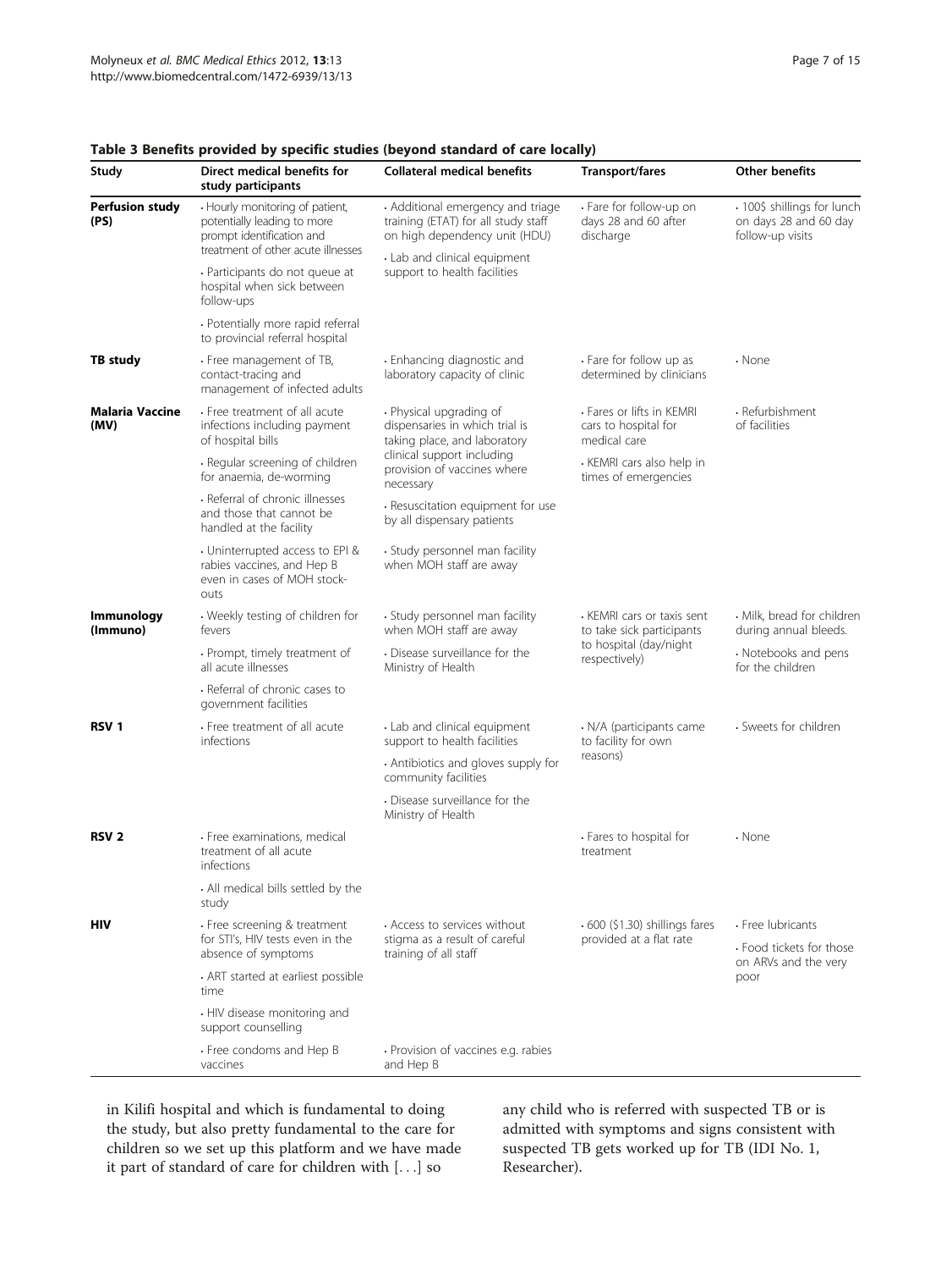**Table 3 Benefits provided by specific studies (beyond standard of care locally)**

| Study | Direct medical benefits for study participants | Collateral medical benefits | Transport/fares | Other benefits |
|---|---|---|---|---|
| **Perfusion study (PS)** | · Hourly monitoring of patient, potentially leading to more prompt identification and treatment of other acute illnesses<br>· Participants do not queue at hospital when sick between follow-ups<br>· Potentially more rapid referral to provincial referral hospital | · Additional emergency and triage training (ETAT) for all study staff on high dependency unit (HDU)<br>· Lab and clinical equipment support to health facilities | · Fare for follow-up on days 28 and 60 after discharge | · 100$ shillings for lunch on days 28 and 60 day follow-up visits |
| **TB study** | · Free management of TB, contact-tracing and management of infected adults | · Enhancing diagnostic and laboratory capacity of clinic | · Fare for follow up as determined by clinicians | · None |
| **Malaria Vaccine (MV)** | · Free treatment of all acute infections including payment of hospital bills<br>· Regular screening of children for anaemia, de-worming<br>· Referral of chronic illnesses and those that cannot be handled at the facility<br>· Uninterrupted access to EPI & rabies vaccines, and Hep B even in cases of MOH stock-outs | · Physical upgrading of dispensaries in which trial is taking place, and laboratory clinical support including provision of vaccines where necessary<br>· Resuscitation equipment for use by all dispensary patients<br>· Study personnel man facility when MOH staff are away | · Fares or lifts in KEMRI cars to hospital for medical care<br>· KEMRI cars also help in times of emergencies | · Refurbishment of facilities |
| **Immunology (Immuno)** | · Weekly testing of children for fevers<br>· Prompt, timely treatment of all acute illnesses<br>· Referral of chronic cases to government facilities | · Study personnel man facility when MOH staff are away<br>· Disease surveillance for the Ministry of Health | · KEMRI cars or taxis sent to take sick participants to hospital (day/night respectively) | · Milk, bread for children during annual bleeds.<br>· Notebooks and pens for the children |
| **RSV 1** | · Free treatment of all acute infections | · Lab and clinical equipment support to health facilities<br>· Antibiotics and gloves supply for community facilities<br>· Disease surveillance for the Ministry of Health | · N/A (participants came to facility for own reasons) | · Sweets for children |
| **RSV 2** | · Free examinations, medical treatment of all acute infections<br>· All medical bills settled by the study | | · Fares to hospital for treatment | · None |
| **HIV** | · Free screening & treatment for STI's, HIV tests even in the absence of symptoms<br>· ART started at earliest possible time<br>· HIV disease monitoring and support counselling<br>· Free condoms and Hep B vaccines | · Access to services without stigma as a result of careful training of all staff<br>· Provision of vaccines e.g. rabies and Hep B | · 600 ($1.30) shillings fares provided at a flat rate | · Free lubricants<br>· Food tickets for those on ARVs and the very poor |

in Kilifi hospital and which is fundamental to doing the study, but also pretty fundamental to the care for children so we set up this platform and we have made it part of standard of care for children with [. . .] so any child who is referred with suspected TB or is admitted with symptoms and signs consistent with suspected TB gets worked up for TB (IDI No. 1, Researcher).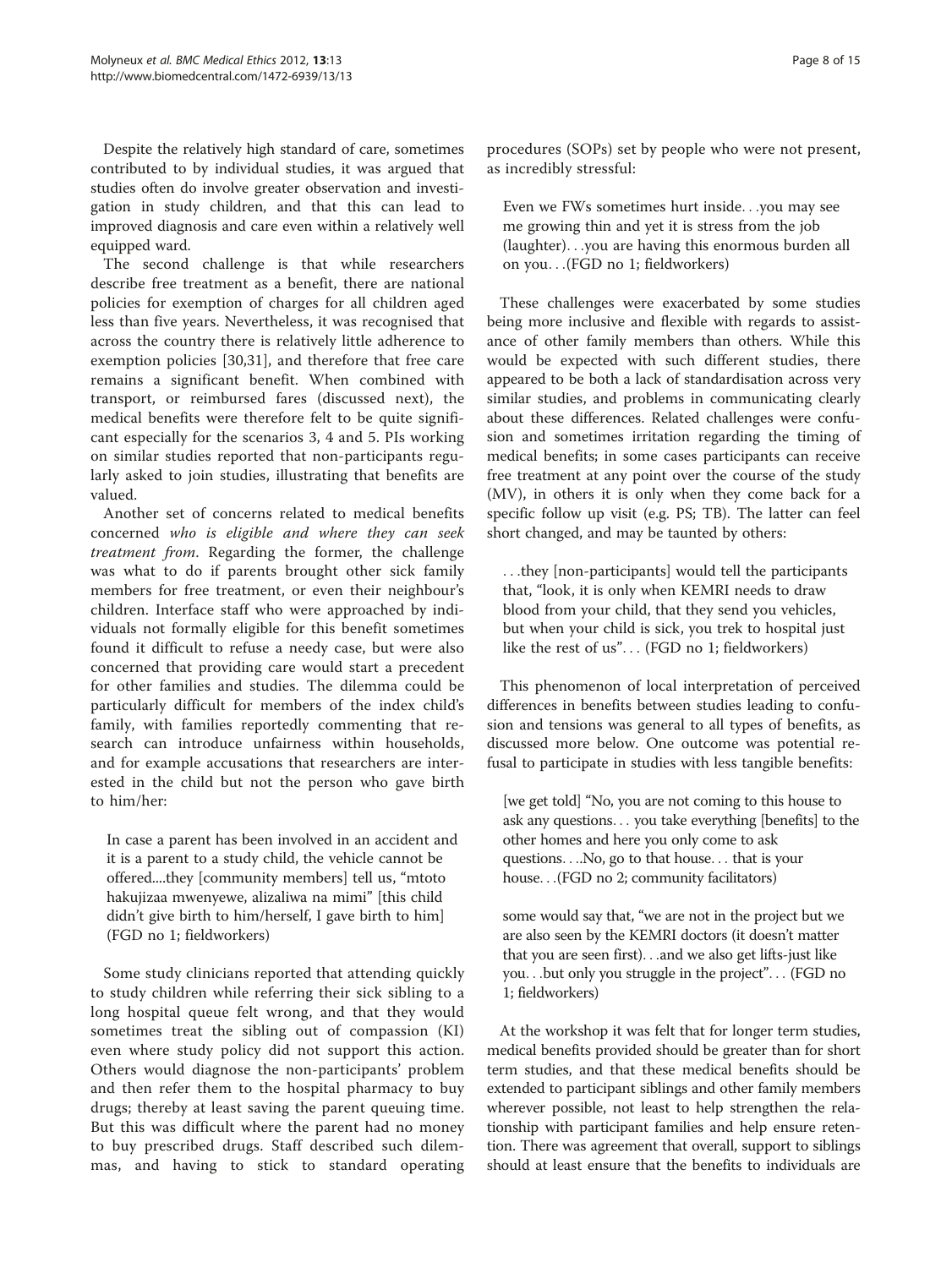Despite the relatively high standard of care, sometimes contributed to by individual studies, it was argued that studies often do involve greater observation and investigation in study children, and that this can lead to improved diagnosis and care even within a relatively well equipped ward.

The second challenge is that while researchers describe free treatment as a benefit, there are national policies for exemption of charges for all children aged less than five years. Nevertheless, it was recognised that across the country there is relatively little adherence to exemption policies [30,31], and therefore that free care remains a significant benefit. When combined with transport, or reimbursed fares (discussed next), the medical benefits were therefore felt to be quite significant especially for the scenarios 3, 4 and 5. PIs working on similar studies reported that non-participants regularly asked to join studies, illustrating that benefits are valued.

Another set of concerns related to medical benefits concerned *who is eligible and where they can seek treatment from*. Regarding the former, the challenge was what to do if parents brought other sick family members for free treatment, or even their neighbour's children. Interface staff who were approached by individuals not formally eligible for this benefit sometimes found it difficult to refuse a needy case, but were also concerned that providing care would start a precedent for other families and studies. The dilemma could be particularly difficult for members of the index child's family, with families reportedly commenting that research can introduce unfairness within households, and for example accusations that researchers are interested in the child but not the person who gave birth to him/her:

> In case a parent has been involved in an accident and it is a parent to a study child, the vehicle cannot be offered....they [community members] tell us, "mtoto hakujizaa mwenyewe, alizaliwa na mimi" [this child didn't give birth to him/herself, I gave birth to him] (FGD no 1; fieldworkers)

Some study clinicians reported that attending quickly to study children while referring their sick sibling to a long hospital queue felt wrong, and that they would sometimes treat the sibling out of compassion (KI) even where study policy did not support this action. Others would diagnose the non-participants' problem and then refer them to the hospital pharmacy to buy drugs; thereby at least saving the parent queuing time. But this was difficult where the parent had no money to buy prescribed drugs. Staff described such dilemmas, and having to stick to standard operating procedures (SOPs) set by people who were not present, as incredibly stressful:

> Even we FWs sometimes hurt inside…you may see me growing thin and yet it is stress from the job (laughter)…you are having this enormous burden all on you…(FGD no 1; fieldworkers)

These challenges were exacerbated by some studies being more inclusive and flexible with regards to assistance of other family members than others. While this would be expected with such different studies, there appeared to be both a lack of standardisation across very similar studies, and problems in communicating clearly about these differences. Related challenges were confusion and sometimes irritation regarding the timing of medical benefits; in some cases participants can receive free treatment at any point over the course of the study (MV), in others it is only when they come back for a specific follow up visit (e.g. PS; TB). The latter can feel short changed, and may be taunted by others:

> …they [non-participants] would tell the participants that, "look, it is only when KEMRI needs to draw blood from your child, that they send you vehicles, but when your child is sick, you trek to hospital just like the rest of us"… (FGD no 1; fieldworkers)

This phenomenon of local interpretation of perceived differences in benefits between studies leading to confusion and tensions was general to all types of benefits, as discussed more below. One outcome was potential refusal to participate in studies with less tangible benefits:

> [we get told] "No, you are not coming to this house to ask any questions… you take everything [benefits] to the other homes and here you only come to ask questions….No, go to that house… that is your house…(FGD no 2; community facilitators)

> some would say that, "we are not in the project but we are also seen by the KEMRI doctors (it doesn't matter that you are seen first)…and we also get lifts-just like you…but only you struggle in the project"… (FGD no 1; fieldworkers)

At the workshop it was felt that for longer term studies, medical benefits provided should be greater than for short term studies, and that these medical benefits should be extended to participant siblings and other family members wherever possible, not least to help strengthen the relationship with participant families and help ensure retention. There was agreement that overall, support to siblings should at least ensure that the benefits to individuals are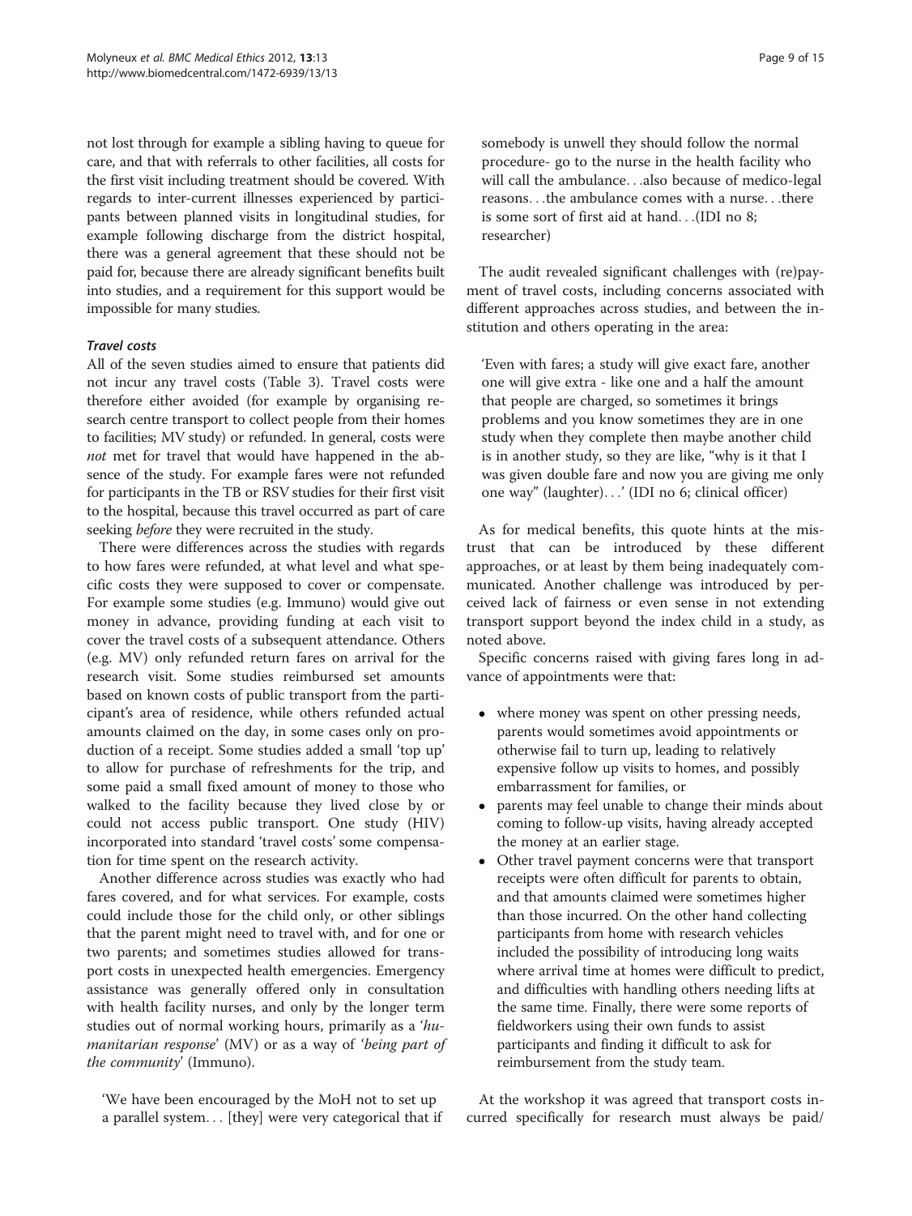not lost through for example a sibling having to queue for care, and that with referrals to other facilities, all costs for the first visit including treatment should be covered. With regards to inter-current illnesses experienced by participants between planned visits in longitudinal studies, for example following discharge from the district hospital, there was a general agreement that these should not be paid for, because there are already significant benefits built into studies, and a requirement for this support would be impossible for many studies.

#### *Travel costs*

All of the seven studies aimed to ensure that patients did not incur any travel costs (Table 3). Travel costs were therefore either avoided (for example by organising research centre transport to collect people from their homes to facilities; MV study) or refunded. In general, costs were *not* met for travel that would have happened in the absence of the study. For example fares were not refunded for participants in the TB or RSV studies for their first visit to the hospital, because this travel occurred as part of care seeking *before* they were recruited in the study.

There were differences across the studies with regards to how fares were refunded, at what level and what specific costs they were supposed to cover or compensate. For example some studies (e.g. Immuno) would give out money in advance, providing funding at each visit to cover the travel costs of a subsequent attendance. Others (e.g. MV) only refunded return fares on arrival for the research visit. Some studies reimbursed set amounts based on known costs of public transport from the participant's area of residence, while others refunded actual amounts claimed on the day, in some cases only on production of a receipt. Some studies added a small 'top up' to allow for purchase of refreshments for the trip, and some paid a small fixed amount of money to those who walked to the facility because they lived close by or could not access public transport. One study (HIV) incorporated into standard 'travel costs' some compensation for time spent on the research activity.

Another difference across studies was exactly who had fares covered, and for what services. For example, costs could include those for the child only, or other siblings that the parent might need to travel with, and for one or two parents; and sometimes studies allowed for transport costs in unexpected health emergencies. Emergency assistance was generally offered only in consultation with health facility nurses, and only by the longer term studies out of normal working hours, primarily as a '*humanitarian response*' (MV) or as a way of '*being part of the community*' (Immuno).

> 'We have been encouraged by the MoH not to set up a parallel system… [they] were very categorical that if somebody is unwell they should follow the normal procedure- go to the nurse in the health facility who will call the ambulance…also because of medico-legal reasons…the ambulance comes with a nurse…there is some sort of first aid at hand…(IDI no 8; researcher)

The audit revealed significant challenges with (re)payment of travel costs, including concerns associated with different approaches across studies, and between the institution and others operating in the area:

> 'Even with fares; a study will give exact fare, another one will give extra - like one and a half the amount that people are charged, so sometimes it brings problems and you know sometimes they are in one study when they complete then maybe another child is in another study, so they are like, "why is it that I was given double fare and now you are giving me only one way" (laughter)…' (IDI no 6; clinical officer)

As for medical benefits, this quote hints at the mistrust that can be introduced by these different approaches, or at least by them being inadequately communicated. Another challenge was introduced by perceived lack of fairness or even sense in not extending transport support beyond the index child in a study, as noted above.

Specific concerns raised with giving fares long in advance of appointments were that:

- where money was spent on other pressing needs, parents would sometimes avoid appointments or otherwise fail to turn up, leading to relatively expensive follow up visits to homes, and possibly embarrassment for families, or
- parents may feel unable to change their minds about coming to follow-up visits, having already accepted the money at an earlier stage.
- Other travel payment concerns were that transport receipts were often difficult for parents to obtain, and that amounts claimed were sometimes higher than those incurred. On the other hand collecting participants from home with research vehicles included the possibility of introducing long waits where arrival time at homes were difficult to predict, and difficulties with handling others needing lifts at the same time. Finally, there were some reports of fieldworkers using their own funds to assist participants and finding it difficult to ask for reimbursement from the study team.

At the workshop it was agreed that transport costs incurred specifically for research must always be paid/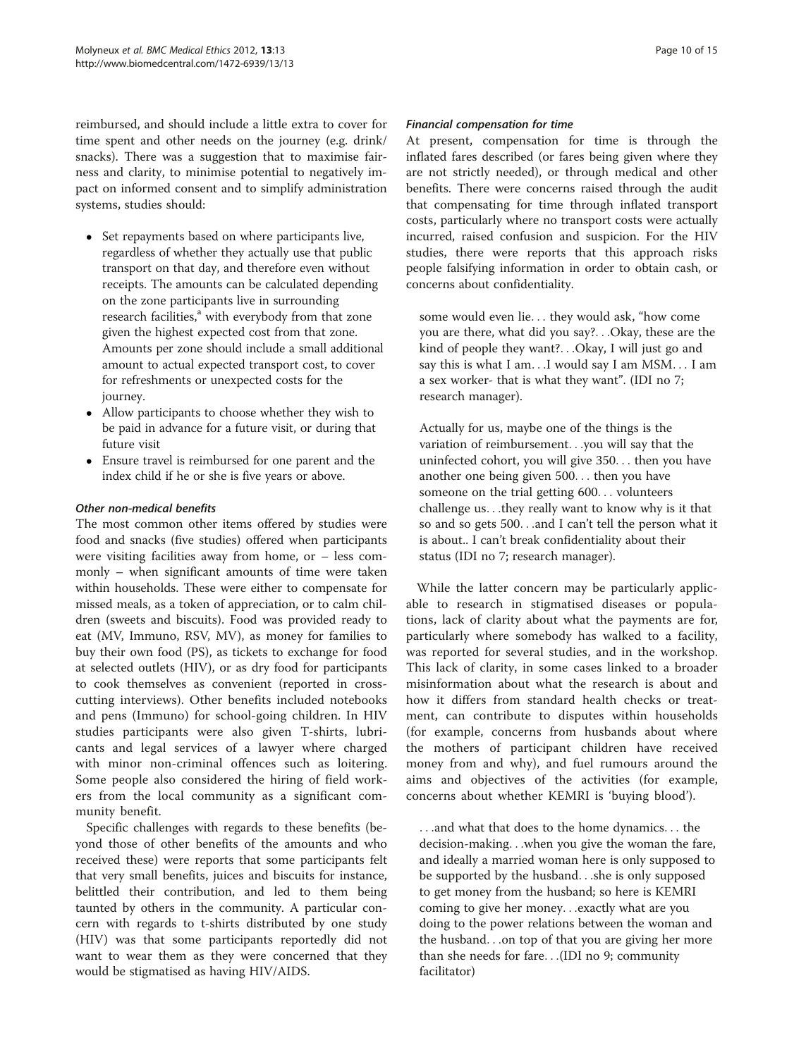reimbursed, and should include a little extra to cover for time spent and other needs on the journey (e.g. drink/ snacks). There was a suggestion that to maximise fairness and clarity, to minimise potential to negatively impact on informed consent and to simplify administration systems, studies should:

- Set repayments based on where participants live, regardless of whether they actually use that public transport on that day, and therefore even without receipts. The amounts can be calculated depending on the zone participants live in surrounding research facilities,[a] with everybody from that zone given the highest expected cost from that zone. Amounts per zone should include a small additional amount to actual expected transport cost, to cover for refreshments or unexpected costs for the journey.
- Allow participants to choose whether they wish to be paid in advance for a future visit, or during that future visit
- Ensure travel is reimbursed for one parent and the index child if he or she is five years or above.

#### *Other non-medical benefits*

The most common other items offered by studies were food and snacks (five studies) offered when participants were visiting facilities away from home, or – less commonly – when significant amounts of time were taken within households. These were either to compensate for missed meals, as a token of appreciation, or to calm children (sweets and biscuits). Food was provided ready to eat (MV, Immuno, RSV, MV), as money for families to buy their own food (PS), as tickets to exchange for food at selected outlets (HIV), or as dry food for participants to cook themselves as convenient (reported in cross-cutting interviews). Other benefits included notebooks and pens (Immuno) for school-going children. In HIV studies participants were also given T-shirts, lubricants and legal services of a lawyer where charged with minor non-criminal offences such as loitering. Some people also considered the hiring of field workers from the local community as a significant community benefit.

Specific challenges with regards to these benefits (beyond those of other benefits of the amounts and who received these) were reports that some participants felt that very small benefits, juices and biscuits for instance, belittled their contribution, and led to them being taunted by others in the community. A particular concern with regards to t-shirts distributed by one study (HIV) was that some participants reportedly did not want to wear them as they were concerned that they would be stigmatised as having HIV/AIDS.

#### *Financial compensation for time*

At present, compensation for time is through the inflated fares described (or fares being given where they are not strictly needed), or through medical and other benefits. There were concerns raised through the audit that compensating for time through inflated transport costs, particularly where no transport costs were actually incurred, raised confusion and suspicion. For the HIV studies, there were reports that this approach risks people falsifying information in order to obtain cash, or concerns about confidentiality.

> some would even lie. . . they would ask, "how come you are there, what did you say?. . .Okay, these are the kind of people they want?. . .Okay, I will just go and say this is what I am. . .I would say I am MSM. . . I am a sex worker- that is what they want". (IDI no 7; research manager).

> Actually for us, maybe one of the things is the variation of reimbursement. . .you will say that the uninfected cohort, you will give 350. . . then you have another one being given 500. . . then you have someone on the trial getting 600. . . volunteers challenge us. . .they really want to know why is it that so and so gets 500. . .and I can't tell the person what it is about.. I can't break confidentiality about their status (IDI no 7; research manager).

While the latter concern may be particularly applicable to research in stigmatised diseases or populations, lack of clarity about what the payments are for, particularly where somebody has walked to a facility, was reported for several studies, and in the workshop. This lack of clarity, in some cases linked to a broader misinformation about what the research is about and how it differs from standard health checks or treatment, can contribute to disputes within households (for example, concerns from husbands about where the mothers of participant children have received money from and why), and fuel rumours around the aims and objectives of the activities (for example, concerns about whether KEMRI is 'buying blood').

> . . .and what that does to the home dynamics. . . the decision-making. . .when you give the woman the fare, and ideally a married woman here is only supposed to be supported by the husband. . .she is only supposed to get money from the husband; so here is KEMRI coming to give her money. . .exactly what are you doing to the power relations between the woman and the husband. . .on top of that you are giving her more than she needs for fare. . .(IDI no 9; community facilitator)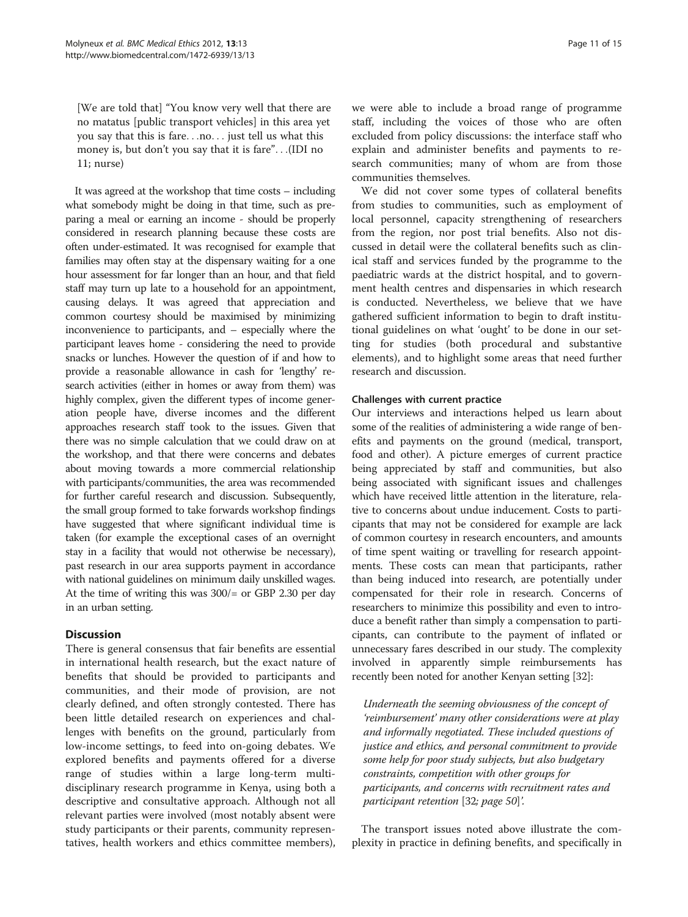> [We are told that] "You know very well that there are no matatus [public transport vehicles] in this area yet you say that this is fare. . .no. . . just tell us what this money is, but don't you say that it is fare". . .(IDI no 11; nurse)

It was agreed at the workshop that time costs – including what somebody might be doing in that time, such as preparing a meal or earning an income - should be properly considered in research planning because these costs are often under-estimated. It was recognised for example that families may often stay at the dispensary waiting for a one hour assessment for far longer than an hour, and that field staff may turn up late to a household for an appointment, causing delays. It was agreed that appreciation and common courtesy should be maximised by minimizing inconvenience to participants, and – especially where the participant leaves home - considering the need to provide snacks or lunches. However the question of if and how to provide a reasonable allowance in cash for 'lengthy' research activities (either in homes or away from them) was highly complex, given the different types of income generation people have, diverse incomes and the different approaches research staff took to the issues. Given that there was no simple calculation that we could draw on at the workshop, and that there were concerns and debates about moving towards a more commercial relationship with participants/communities, the area was recommended for further careful research and discussion. Subsequently, the small group formed to take forwards workshop findings have suggested that where significant individual time is taken (for example the exceptional cases of an overnight stay in a facility that would not otherwise be necessary), past research in our area supports payment in accordance with national guidelines on minimum daily unskilled wages. At the time of writing this was 300/= or GBP 2.30 per day in an urban setting.

## Discussion

There is general consensus that fair benefits are essential in international health research, but the exact nature of benefits that should be provided to participants and communities, and their mode of provision, are not clearly defined, and often strongly contested. There has been little detailed research on experiences and challenges with benefits on the ground, particularly from low-income settings, to feed into on-going debates. We explored benefits and payments offered for a diverse range of studies within a large long-term multi-disciplinary research programme in Kenya, using both a descriptive and consultative approach. Although not all relevant parties were involved (most notably absent were study participants or their parents, community representatives, health workers and ethics committee members), we were able to include a broad range of programme staff, including the voices of those who are often excluded from policy discussions: the interface staff who explain and administer benefits and payments to research communities; many of whom are from those communities themselves.

We did not cover some types of collateral benefits from studies to communities, such as employment of local personnel, capacity strengthening of researchers from the region, nor post trial benefits. Also not discussed in detail were the collateral benefits such as clinical staff and services funded by the programme to the paediatric wards at the district hospital, and to government health centres and dispensaries in which research is conducted. Nevertheless, we believe that we have gathered sufficient information to begin to draft institutional guidelines on what 'ought' to be done in our setting for studies (both procedural and substantive elements), and to highlight some areas that need further research and discussion.

### Challenges with current practice

Our interviews and interactions helped us learn about some of the realities of administering a wide range of benefits and payments on the ground (medical, transport, food and other). A picture emerges of current practice being appreciated by staff and communities, but also being associated with significant issues and challenges which have received little attention in the literature, relative to concerns about undue inducement. Costs to participants that may not be considered for example are lack of common courtesy in research encounters, and amounts of time spent waiting or travelling for research appointments. These costs can mean that participants, rather than being induced into research, are potentially under compensated for their role in research. Concerns of researchers to minimize this possibility and even to introduce a benefit rather than simply a compensation to participants, can contribute to the payment of inflated or unnecessary fares described in our study. The complexity involved in apparently simple reimbursements has recently been noted for another Kenyan setting [32]:

> *Underneath the seeming obviousness of the concept of 'reimbursement' many other considerations were at play and informally negotiated. These included questions of justice and ethics, and personal commitment to provide some help for poor study subjects, but also budgetary constraints, competition with other groups for participants, and concerns with recruitment rates and participant retention [32; page 50]'.*

The transport issues noted above illustrate the complexity in practice in defining benefits, and specifically in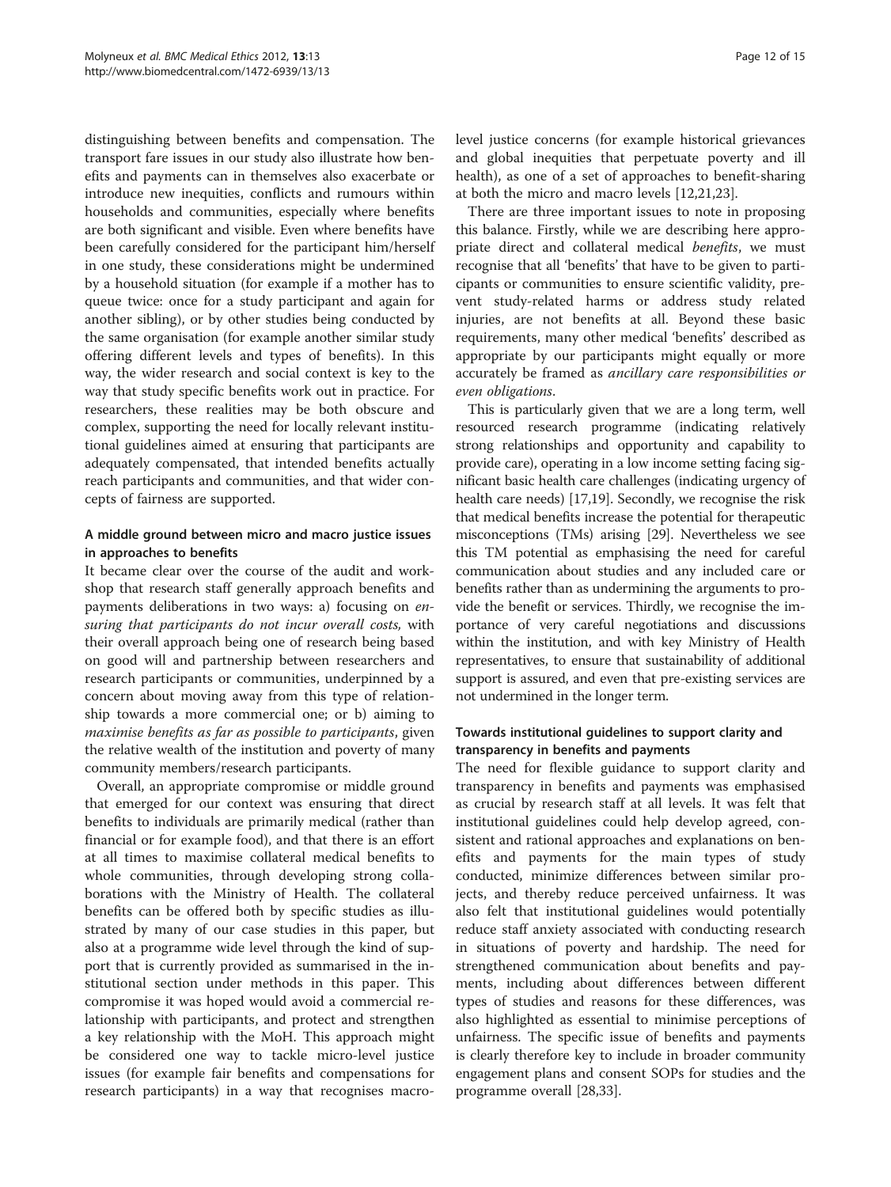distinguishing between benefits and compensation. The transport fare issues in our study also illustrate how benefits and payments can in themselves also exacerbate or introduce new inequities, conflicts and rumours within households and communities, especially where benefits are both significant and visible. Even where benefits have been carefully considered for the participant him/herself in one study, these considerations might be undermined by a household situation (for example if a mother has to queue twice: once for a study participant and again for another sibling), or by other studies being conducted by the same organisation (for example another similar study offering different levels and types of benefits). In this way, the wider research and social context is key to the way that study specific benefits work out in practice. For researchers, these realities may be both obscure and complex, supporting the need for locally relevant institutional guidelines aimed at ensuring that participants are adequately compensated, that intended benefits actually reach participants and communities, and that wider concepts of fairness are supported.

### A middle ground between micro and macro justice issues in approaches to benefits

It became clear over the course of the audit and workshop that research staff generally approach benefits and payments deliberations in two ways: a) focusing on *ensuring that participants do not incur overall costs,* with their overall approach being one of research being based on good will and partnership between researchers and research participants or communities, underpinned by a concern about moving away from this type of relationship towards a more commercial one; or b) aiming to *maximise benefits as far as possible to participants*, given the relative wealth of the institution and poverty of many community members/research participants.

Overall, an appropriate compromise or middle ground that emerged for our context was ensuring that direct benefits to individuals are primarily medical (rather than financial or for example food), and that there is an effort at all times to maximise collateral medical benefits to whole communities, through developing strong collaborations with the Ministry of Health. The collateral benefits can be offered both by specific studies as illustrated by many of our case studies in this paper, but also at a programme wide level through the kind of support that is currently provided as summarised in the institutional section under methods in this paper. This compromise it was hoped would avoid a commercial relationship with participants, and protect and strengthen a key relationship with the MoH. This approach might be considered one way to tackle micro-level justice issues (for example fair benefits and compensations for research participants) in a way that recognises macro-level justice concerns (for example historical grievances and global inequities that perpetuate poverty and ill health), as one of a set of approaches to benefit-sharing at both the micro and macro levels [12,21,23].

There are three important issues to note in proposing this balance. Firstly, while we are describing here appropriate direct and collateral medical *benefits*, we must recognise that all 'benefits' that have to be given to participants or communities to ensure scientific validity, prevent study-related harms or address study related injuries, are not benefits at all. Beyond these basic requirements, many other medical 'benefits' described as appropriate by our participants might equally or more accurately be framed as *ancillary care responsibilities or even obligations*.

This is particularly given that we are a long term, well resourced research programme (indicating relatively strong relationships and opportunity and capability to provide care), operating in a low income setting facing significant basic health care challenges (indicating urgency of health care needs) [17,19]. Secondly, we recognise the risk that medical benefits increase the potential for therapeutic misconceptions (TMs) arising [29]. Nevertheless we see this TM potential as emphasising the need for careful communication about studies and any included care or benefits rather than as undermining the arguments to provide the benefit or services. Thirdly, we recognise the importance of very careful negotiations and discussions within the institution, and with key Ministry of Health representatives, to ensure that sustainability of additional support is assured, and even that pre-existing services are not undermined in the longer term.

### Towards institutional guidelines to support clarity and transparency in benefits and payments

The need for flexible guidance to support clarity and transparency in benefits and payments was emphasised as crucial by research staff at all levels. It was felt that institutional guidelines could help develop agreed, consistent and rational approaches and explanations on benefits and payments for the main types of study conducted, minimize differences between similar projects, and thereby reduce perceived unfairness. It was also felt that institutional guidelines would potentially reduce staff anxiety associated with conducting research in situations of poverty and hardship. The need for strengthened communication about benefits and payments, including about differences between different types of studies and reasons for these differences, was also highlighted as essential to minimise perceptions of unfairness. The specific issue of benefits and payments is clearly therefore key to include in broader community engagement plans and consent SOPs for studies and the programme overall [28,33].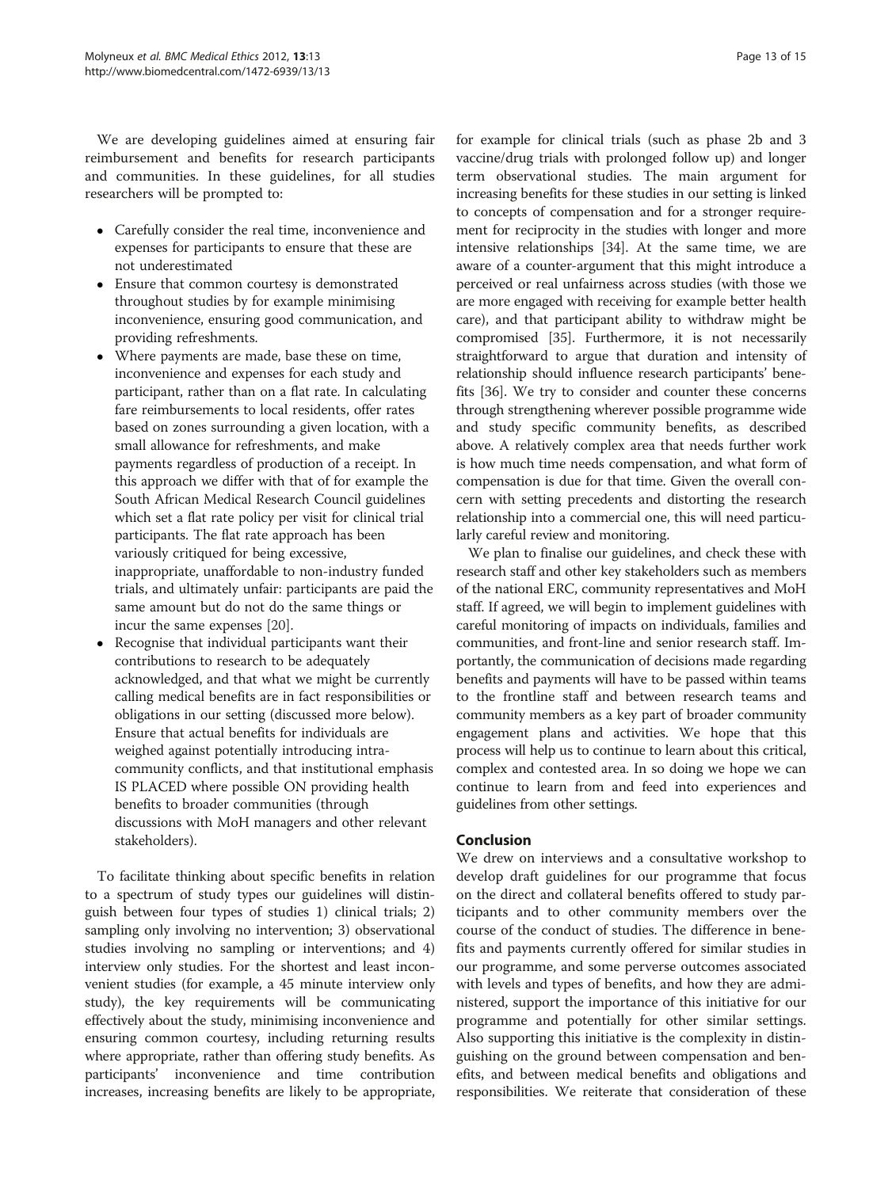We are developing guidelines aimed at ensuring fair reimbursement and benefits for research participants and communities. In these guidelines, for all studies researchers will be prompted to:

- Carefully consider the real time, inconvenience and expenses for participants to ensure that these are not underestimated
- Ensure that common courtesy is demonstrated throughout studies by for example minimising inconvenience, ensuring good communication, and providing refreshments.
- Where payments are made, base these on time, inconvenience and expenses for each study and participant, rather than on a flat rate. In calculating fare reimbursements to local residents, offer rates based on zones surrounding a given location, with a small allowance for refreshments, and make payments regardless of production of a receipt. In this approach we differ with that of for example the South African Medical Research Council guidelines which set a flat rate policy per visit for clinical trial participants. The flat rate approach has been variously critiqued for being excessive, inappropriate, unaffordable to non-industry funded trials, and ultimately unfair: participants are paid the same amount but do not do the same things or incur the same expenses [20].
- Recognise that individual participants want their contributions to research to be adequately acknowledged, and that what we might be currently calling medical benefits are in fact responsibilities or obligations in our setting (discussed more below). Ensure that actual benefits for individuals are weighed against potentially introducing intra-community conflicts, and that institutional emphasis IS PLACED where possible ON providing health benefits to broader communities (through discussions with MoH managers and other relevant stakeholders).

To facilitate thinking about specific benefits in relation to a spectrum of study types our guidelines will distinguish between four types of studies 1) clinical trials; 2) sampling only involving no intervention; 3) observational studies involving no sampling or interventions; and 4) interview only studies. For the shortest and least inconvenient studies (for example, a 45 minute interview only study), the key requirements will be communicating effectively about the study, minimising inconvenience and ensuring common courtesy, including returning results where appropriate, rather than offering study benefits. As participants' inconvenience and time contribution increases, increasing benefits are likely to be appropriate, for example for clinical trials (such as phase 2b and 3 vaccine/drug trials with prolonged follow up) and longer term observational studies. The main argument for increasing benefits for these studies in our setting is linked to concepts of compensation and for a stronger requirement for reciprocity in the studies with longer and more intensive relationships [34]. At the same time, we are aware of a counter-argument that this might introduce a perceived or real unfairness across studies (with those we are more engaged with receiving for example better health care), and that participant ability to withdraw might be compromised [35]. Furthermore, it is not necessarily straightforward to argue that duration and intensity of relationship should influence research participants' benefits [36]. We try to consider and counter these concerns through strengthening wherever possible programme wide and study specific community benefits, as described above. A relatively complex area that needs further work is how much time needs compensation, and what form of compensation is due for that time. Given the overall concern with setting precedents and distorting the research relationship into a commercial one, this will need particularly careful review and monitoring.

We plan to finalise our guidelines, and check these with research staff and other key stakeholders such as members of the national ERC, community representatives and MoH staff. If agreed, we will begin to implement guidelines with careful monitoring of impacts on individuals, families and communities, and front-line and senior research staff. Importantly, the communication of decisions made regarding benefits and payments will have to be passed within teams to the frontline staff and between research teams and community members as a key part of broader community engagement plans and activities. We hope that this process will help us to continue to learn about this critical, complex and contested area. In so doing we hope we can continue to learn from and feed into experiences and guidelines from other settings.

## Conclusion

We drew on interviews and a consultative workshop to develop draft guidelines for our programme that focus on the direct and collateral benefits offered to study participants and to other community members over the course of the conduct of studies. The difference in benefits and payments currently offered for similar studies in our programme, and some perverse outcomes associated with levels and types of benefits, and how they are administered, support the importance of this initiative for our programme and potentially for other similar settings. Also supporting this initiative is the complexity in distinguishing on the ground between compensation and benefits, and between medical benefits and obligations and responsibilities. We reiterate that consideration of these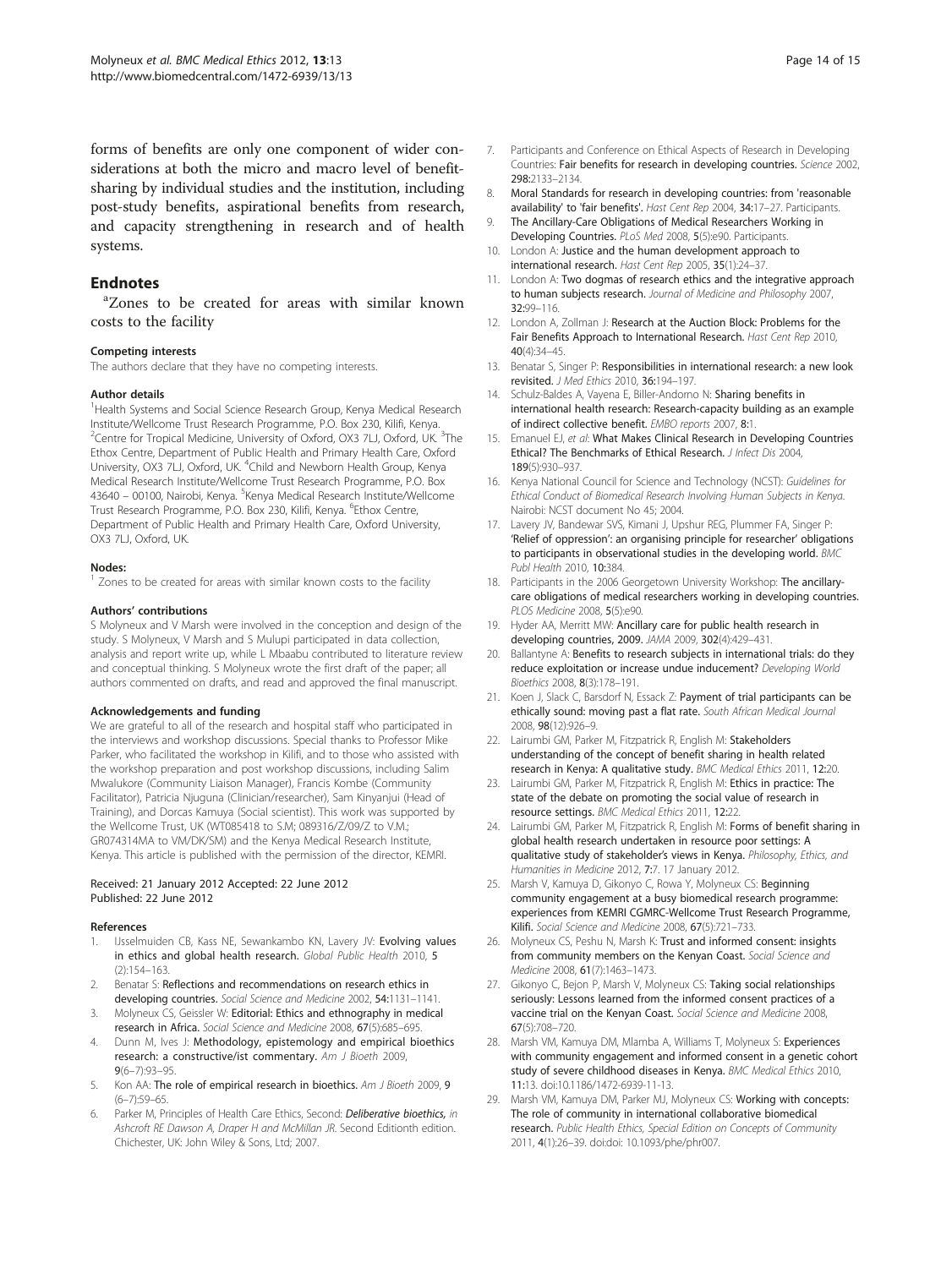forms of benefits are only one component of wider considerations at both the micro and macro level of benefit-sharing by individual studies and the institution, including post-study benefits, aspirational benefits from research, and capacity strengthening in research and of health systems.

## Endnotes

[a]Zones to be created for areas with similar known costs to the facility

#### Competing interests

The authors declare that they have no competing interests.

#### Author details

[1]Health Systems and Social Science Research Group, Kenya Medical Research Institute/Wellcome Trust Research Programme, P.O. Box 230, Kilifi, Kenya. [2]Centre for Tropical Medicine, University of Oxford, OX3 7LJ, Oxford, UK. [3]The Ethox Centre, Department of Public Health and Primary Health Care, Oxford University, OX3 7LJ, Oxford, UK. [4]Child and Newborn Health Group, Kenya Medical Research Institute/Wellcome Trust Research Programme, P.O. Box 43640 – 00100, Nairobi, Kenya. [5]Kenya Medical Research Institute/Wellcome Trust Research Programme, P.O. Box 230, Kilifi, Kenya. [6]Ethox Centre, Department of Public Health and Primary Health Care, Oxford University, OX3 7LJ, Oxford, UK.

#### Nodes:

[1] Zones to be created for areas with similar known costs to the facility

#### Authors' contributions

S Molyneux and V Marsh were involved in the conception and design of the study. S Molyneux, V Marsh and S Mulupi participated in data collection, analysis and report write up, while L Mbaabu contributed to literature review and conceptual thinking. S Molyneux wrote the first draft of the paper; all authors commented on drafts, and read and approved the final manuscript.

#### Acknowledgements and funding

We are grateful to all of the research and hospital staff who participated in the interviews and workshop discussions. Special thanks to Professor Mike Parker, who facilitated the workshop in Kilifi, and to those who assisted with the workshop preparation and post workshop discussions, including Salim Mwalukore (Community Liaison Manager), Francis Kombe (Community Facilitator), Patricia Njuguna (Clinician/researcher), Sam Kinyanjui (Head of Training), and Dorcas Kamuya (Social scientist). This work was supported by the Wellcome Trust, UK (WT085418 to S.M; 089316/Z/09/Z to V.M.; GR074314MA to VM/DK/SM) and the Kenya Medical Research Institute, Kenya. This article is published with the permission of the director, KEMRI.

Received: 21 January 2012 Accepted: 22 June 2012
Published: 22 June 2012

#### References

1. IJsselmuiden CB, Kass NE, Sewankambo KN, Lavery JV: **Evolving values in ethics and global health research.** *Global Public Health* 2010, **5**(2):154–163.
2. Benatar S: **Reflections and recommendations on research ethics in developing countries.** *Social Science and Medicine* 2002, **54**:1131–1141.
3. Molyneux CS, Geissler W: **Editorial: Ethics and ethnography in medical research in Africa.** *Social Science and Medicine* 2008, **67**(5):685–695.
4. Dunn M, Ives J: **Methodology, epistemology and empirical bioethics research: a constructive/ist commentary.** *Am J Bioeth* 2009, **9**(6–7):93–95.
5. Kon AA: **The role of empirical research in bioethics.** *Am J Bioeth* 2009, **9**(6–7):59–65.
6. Parker M, Principles of Health Care Ethics, Second: ***Deliberative bioethics,** in Ashcroft RE Dawson A, Draper H and McMillan JR.* Second Editionth edition. Chichester, UK: John Wiley & Sons, Ltd; 2007.
7. Participants and Conference on Ethical Aspects of Research in Developing Countries: **Fair benefits for research in developing countries.** *Science* 2002, **298**:2133–2134.
8. Moral Standards for research in developing countries: from 'reasonable availability' to 'fair benefits'. *Hast Cent Rep* 2004, **34**:17–27. Participants.
9. The Ancillary-Care Obligations of Medical Researchers Working in Developing Countries. *PLoS Med* 2008, **5**(5):e90. Participants.
10. London A: **Justice and the human development approach to international research.** *Hast Cent Rep* 2005, **35**(1):24–37.
11. London A: **Two dogmas of research ethics and the integrative approach to human subjects research.** *Journal of Medicine and Philosophy* 2007, **32**:99–116.
12. London A, Zollman J: **Research at the Auction Block: Problems for the Fair Benefits Approach to International Research.** *Hast Cent Rep* 2010, **40**(4):34–45.
13. Benatar S, Singer P: **Responsibilities in international research: a new look revisited.** *J Med Ethics* 2010, **36**:194–197.
14. Schulz-Baldes A, Vayena E, Biller-Andorno N: **Sharing benefits in international health research: Research-capacity building as an example of indirect collective benefit.** *EMBO reports* 2007, **8**:1.
15. Emanuel EJ, *et al*: **What Makes Clinical Research in Developing Countries Ethical? The Benchmarks of Ethical Research.** *J Infect Dis* 2004, **189**(5):930–937.
16. Kenya National Council for Science and Technology (NCST): *Guidelines for Ethical Conduct of Biomedical Research Involving Human Subjects in Kenya.* Nairobi: NCST document No 45; 2004.
17. Lavery JV, Bandewar SVS, Kimani J, Upshur REG, Plummer FA, Singer P: **'Relief of oppression': an organising principle for researcher' obligations to participants in observational studies in the developing world.** *BMC Publ Health* 2010, **10**:384.
18. Participants in the 2006 Georgetown University Workshop: **The ancillary-care obligations of medical researchers working in developing countries.** *PLOS Medicine* 2008, **5**(5):e90.
19. Hyder AA, Merritt MW: **Ancillary care for public health research in developing countries, 2009.** *JAMA* 2009, **302**(4):429–431.
20. Ballantyne A: **Benefits to research subjects in international trials: do they reduce exploitation or increase undue inducement?** *Developing World Bioethics* 2008, **8**(3):178–191.
21. Koen J, Slack C, Barsdorf N, Essack Z: **Payment of trial participants can be ethically sound: moving past a flat rate.** *South African Medical Journal* 2008, **98**(12):926–9.
22. Lairumbi GM, Parker M, Fitzpatrick R, English M: **Stakeholders understanding of the concept of benefit sharing in health related research in Kenya: A qualitative study.** *BMC Medical Ethics* 2011, **12**:20.
23. Lairumbi GM, Parker M, Fitzpatrick R, English M: **Ethics in practice: The state of the debate on promoting the social value of research in resource settings.** *BMC Medical Ethics* 2011, **12**:22.
24. Lairumbi GM, Parker M, Fitzpatrick R, English M: **Forms of benefit sharing in global health research undertaken in resource poor settings: A qualitative study of stakeholder's views in Kenya.** *Philosophy, Ethics, and Humanities in Medicine* 2012, **7**:7. 17 January 2012.
25. Marsh V, Kamuya D, Gikonyo C, Rowa Y, Molyneux CS: **Beginning community engagement at a busy biomedical research programme: experiences from KEMRI CGMRC-Wellcome Trust Research Programme, Kilifi.** *Social Science and Medicine* 2008, **67**(5):721–733.
26. Molyneux CS, Peshu N, Marsh K: **Trust and informed consent: insights from community members on the Kenyan Coast.** *Social Science and Medicine* 2008, **61**(7):1463–1473.
27. Gikonyo C, Bejon P, Marsh V, Molyneux CS: **Taking social relationships seriously: Lessons learned from the informed consent practices of a vaccine trial on the Kenyan Coast.** *Social Science and Medicine* 2008, **67**(5):708–720.
28. Marsh VM, Kamuya DM, Mlamba A, Williams T, Molyneux S: **Experiences with community engagement and informed consent in a genetic cohort study of severe childhood diseases in Kenya.** *BMC Medical Ethics* 2010, **11**:13. doi:10.1186/1472-6939-11-13.
29. Marsh VM, Kamuya DM, Parker MJ, Molyneux CS: **Working with concepts: The role of community in international collaborative biomedical research.** *Public Health Ethics, Special Edition on Concepts of Community* 2011, **4**(1):26–39. doi:doi: 10.1093/phe/phr007.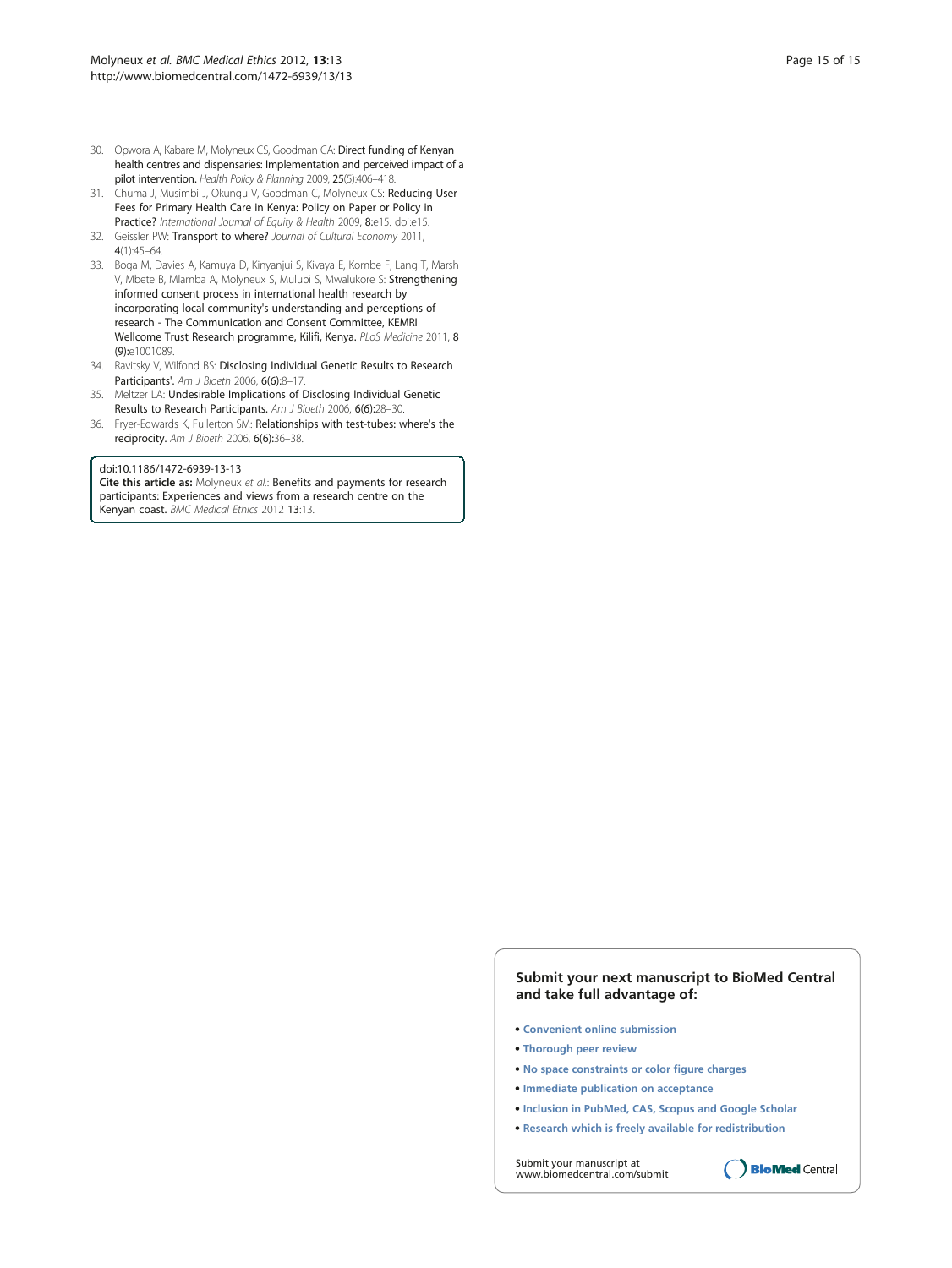30. Opwora A, Kabare M, Molyneux CS, Goodman CA: **Direct funding of Kenyan health centres and dispensaries: Implementation and perceived impact of a pilot intervention.** *Health Policy & Planning* 2009, **25**(5):406–418.
31. Chuma J, Musimbi J, Okungu V, Goodman C, Molyneux CS: **Reducing User Fees for Primary Health Care in Kenya: Policy on Paper or Policy in Practice?** *International Journal of Equity & Health* 2009, **8**:e15. doi:e15.
32. Geissler PW: **Transport to where?** *Journal of Cultural Economy* 2011, **4**(1):45–64.
33. Boga M, Davies A, Kamuya D, Kinyanjui S, Kivaya E, Kombe F, Lang T, Marsh V, Mbete B, Mlamba A, Molyneux S, Mulupi S, Mwalukore S: **Strengthening informed consent process in international health research by incorporating local community's understanding and perceptions of research - The Communication and Consent Committee, KEMRI Wellcome Trust Research programme, Kilifi, Kenya.** *PLoS Medicine* 2011, **8** **(9)**:e1001089.
34. Ravitsky V, Wilfond BS: **Disclosing Individual Genetic Results to Research Participants'.** *Am J Bioeth* 2006, **6(6)**:8–17.
35. Meltzer LA: **Undesirable Implications of Disclosing Individual Genetic Results to Research Participants.** *Am J Bioeth* 2006, **6(6)**:28–30.
36. Fryer-Edwards K, Fullerton SM: **Relationships with test-tubes: where's the reciprocity.** *Am J Bioeth* 2006, **6(6)**:36–38.

doi:10.1186/1472-6939-13-13
**Cite this article as:** Molyneux *et al.*: Benefits and payments for research participants: Experiences and views from a research centre on the Kenyan coast. *BMC Medical Ethics* 2012 **13**:13.

**Submit your next manuscript to BioMed Central and take full advantage of:**

- **Convenient online submission**
- **Thorough peer review**
- **No space constraints or color figure charges**
- **Immediate publication on acceptance**
- **Inclusion in PubMed, CAS, Scopus and Google Scholar**
- **Research which is freely available for redistribution**

Submit your manuscript at
www.biomedcentral.com/submit

BioMed Central